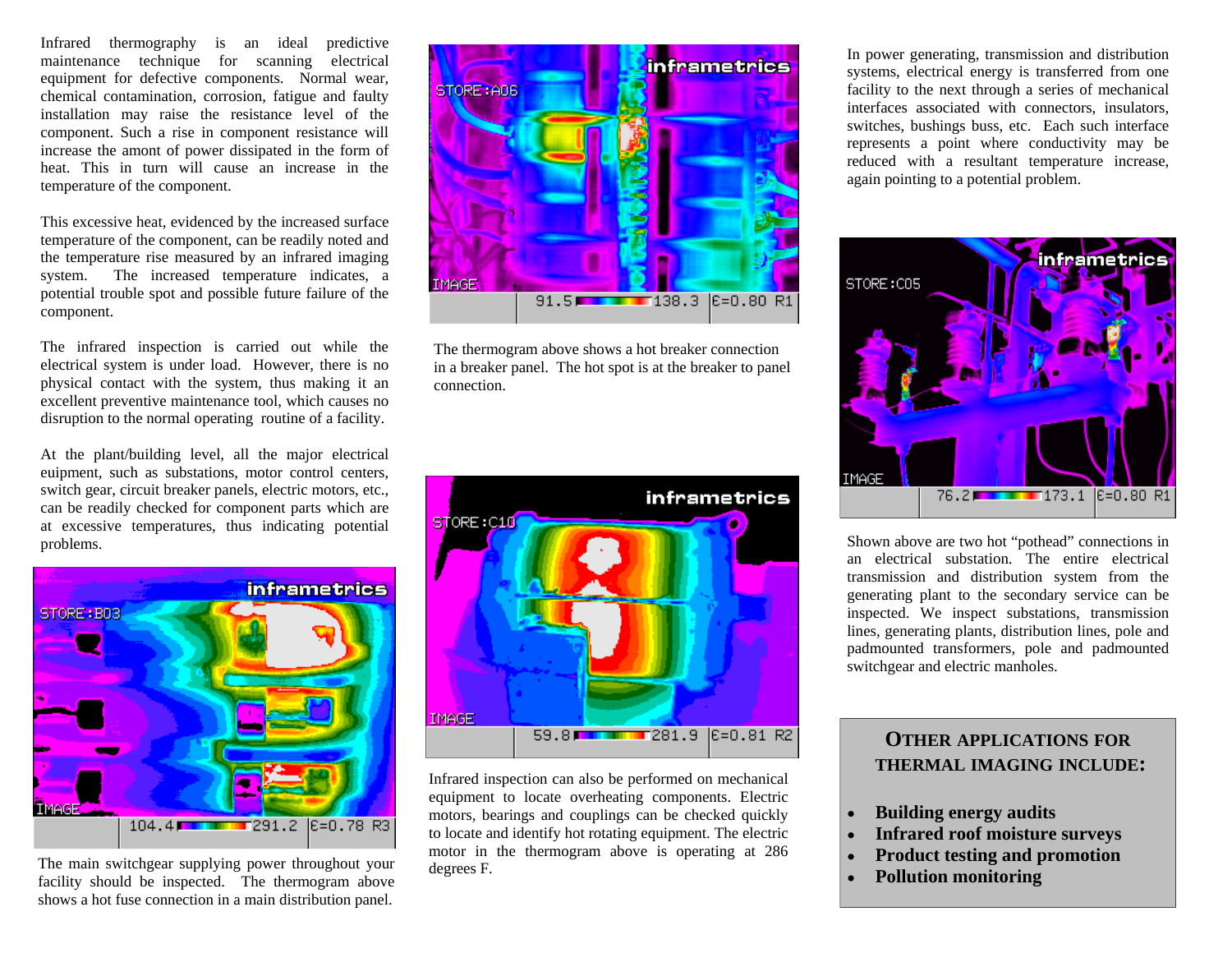Infrared thermography is an ideal predictive maintenance technique for scanning electrical equipment for defective components. Normal wear, chemical contamination, corrosion, fatigue and faulty installation may raise the resistance level of the component. Such a rise in component resistance will increase the amont of power dissipated in the form of heat. This in turn will cause an increase in the temperature of the component.

This excessive heat, evidenced by the increased surface temperature of the component, can be readily noted and the temperature rise measured by an infrared imaging system. The increased temperature indicates, a potential trouble spot and possible future failure of the component.

The infrared inspection is carried out while the electrical system is under load. However, there is no physical contact with the system, thus making it an excellent preventive maintenance tool, which causes no disruption to the normal operating routine of a facility.

At the plant/building level, all the major electrical euipment, such as substations, motor control centers, switch gear, circuit breaker panels, electric motors, etc., can be readily checked for component parts which are at excessive temperatures, thus indicating potential problems.

The main switchgear supplying power throughout your facility should be inspected. The thermogram above shows a hot fuse connection in a main distribution panel.

The thermogram above shows a hot breaker connection in a breaker panel. The hot spot is at the breaker to panel connection.

Infrared inspection can also be performed on mechanical equipment to locate overheating components. Electric motors, bearings and couplings can be checked quickly to locate and identify hot rotating equipment. The electric motor in the thermogram above is operating at 286 degrees F.

In power generating, transmission and distribution systems, electrical energy is transferred from one facility to the next through a series of mechanical interfaces associated with connectors, insulators, switches, bushings buss, etc. Each such interface represents a point where conductivity may be reduced with a resultant temperature increase, again pointing to a potential problem.

Shown above are two hot "pothead" connections in an electrical substation. The entire electrical transmission and distribution system from the generating plant to the secondary service can be inspected. We inspect substations, transmission lines, generating plants, distribution lines, pole and padmounted transformers, pole and padmounted switchgear and electric manholes.

## Other Applications for Thermal Imaging Include:

- **Building energy audits**
- **Infrared roof moisture surveys**
- **Product testing and promotion**
- **Pollution monitoring**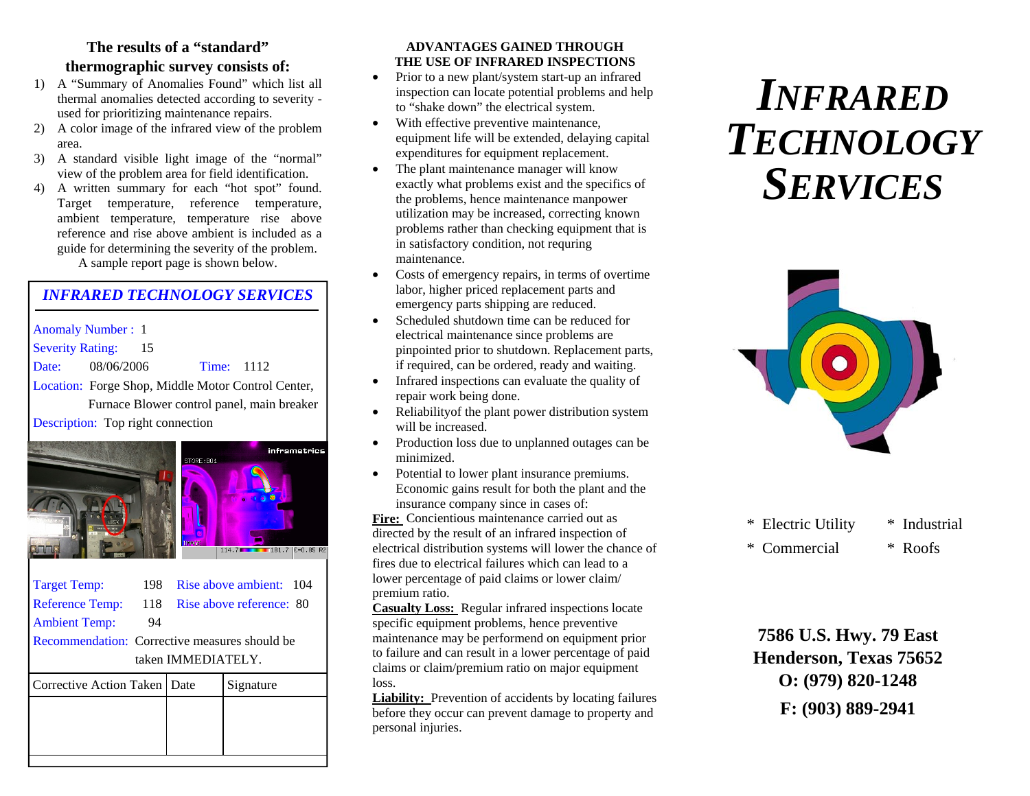## The results of a "standard" thermographic survey consists of:

1) A "Summary of Anomalies Found" which list all thermal anomalies detected according to severity - used for prioritizing maintenance repairs.
2) A color image of the infrared view of the problem area.
3) A standard visible light image of the "normal" view of the problem area for field identification.
4) A written summary for each "hot spot" found. Target temperature, reference temperature, ambient temperature, temperature rise above reference and rise above ambient is included as a guide for determining the severity of the problem.

A sample report page is shown below.

### *INFRARED TECHNOLOGY SERVICES*

Anomaly Number : 1

Severity Rating: 15

Date: 08/06/2006 Time: 1112

Location: Forge Shop, Middle Motor Control Center, Furnace Blower control panel, main breaker

Description: Top right connection

inframetrics

STORE:001

114.7 181.7 E=0.85 R2

| | | | |
|---|---|---|---|
| Target Temp: | 198 | Rise above ambient: | 104 |
| Reference Temp: | 118 | Rise above reference: | 80 |
| Ambient Temp: | 94 | | |

Recommendation: Corrective measures should be taken IMMEDIATELY.

| Corrective Action Taken | Date | Signature |
|---|---|---|
| | | |

## ADVANTAGES GAINED THROUGH THE USE OF INFRARED INSPECTIONS

- Prior to a new plant/system start-up an infrared inspection can locate potential problems and help to "shake down" the electrical system.
- With effective preventive maintenance, equipment life will be extended, delaying capital expenditures for equipment replacement.
- The plant maintenance manager will know exactly what problems exist and the specifics of the problems, hence maintenance manpower utilization may be increased, correcting known problems rather than checking equipment that is in satisfactory condition, not requring maintenance.
- Costs of emergency repairs, in terms of overtime labor, higher priced replacement parts and emergency parts shipping are reduced.
- Scheduled shutdown time can be reduced for electrical maintenance since problems are pinpointed prior to shutdown. Replacement parts, if required, can be ordered, ready and waiting.
- Infrared inspections can evaluate the quality of repair work being done.
- Reliabilityof the plant power distribution system will be increased.
- Production loss due to unplanned outages can be minimized.
- Potential to lower plant insurance premiums. Economic gains result for both the plant and the insurance company since in cases of:

**Fire:** Concientious maintenance carried out as directed by the result of an infrared inspection of electrical distribution systems will lower the chance of fires due to electrical failures which can lead to a lower percentage of paid claims or lower claim/ premium ratio.

**Casualty Loss:** Regular infrared inspections locate specific equipment problems, hence preventive maintenance may be performend on equipment prior to failure and can result in a lower percentage of paid claims or claim/premium ratio on major equipment loss.

**Liability:** Prevention of accidents by locating failures before they occur can prevent damage to property and personal injuries.

# *INFRARED TECHNOLOGY SERVICES*

\* Electric Utility
\* Industrial
\* Commercial
\* Roofs

**7586 U.S. Hwy. 79 East**
**Henderson, Texas 75652**
**O: (979) 820-1248**
**F: (903) 889-2941**